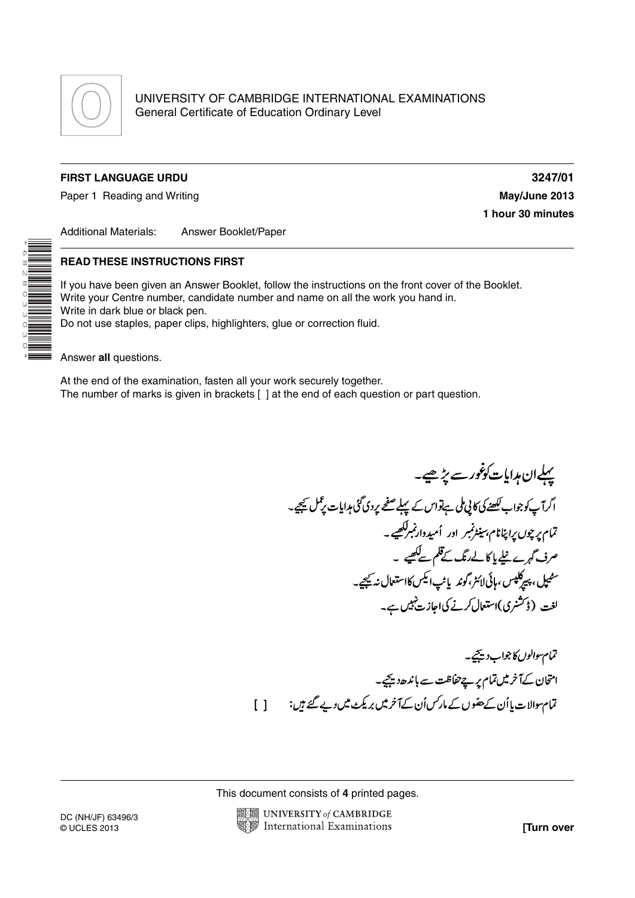UNIVERSITY OF CAMBRIDGE INTERNATIONAL EXAMINATIONS
General Certificate of Education Ordinary Level

**FIRST LANGUAGE URDU** **3247/01**

Paper 1 Reading and Writing **May/June 2013**

**1 hour 30 minutes**

Additional Materials: Answer Booklet/Paper

**READ THESE INSTRUCTIONS FIRST**

If you have been given an Answer Booklet, follow the instructions on the front cover of the Booklet.
Write your Centre number, candidate number and name on all the work you hand in.
Write in dark blue or black pen.
Do not use staples, paper clips, highlighters, glue or correction fluid.

Answer **all** questions.

At the end of the examination, fasten all your work securely together.
The number of marks is given in brackets [ ] at the end of each question or part question.

**پہلے ان ہدایات کو غور سے پڑھیے۔**

اگر آپ کو جواب لکھنے کی کاپی ملی ہے تو اس کے پہلے صفحے پر دی گئی ہدایات پر عمل کیجیے۔
تمام پرچوں پر اپنا نام، سینٹر نمبر اور اُمیدوار نمبر لکھیے۔
صرف گہرے نیلے یا کالے رنگ کے قلم سے لکھیے ۔
سٹیپل، پیپر کلپس، ہائی لائٹر، گوند یا ٹپ ایکس کا استعمال نہ کیجیے۔
لغت (ڈکشنری) استعمال کرنے کی اجازت نہیں ہے۔

تمام سوالوں کا جواب دیجیے۔
امتحان کے آخر میں تمام پرچے حفاظت سے باندھ دیجیے۔
تمام سوالات یا اُن کے حصّوں کے مارکس اُن کے آخر میں بریکٹ میں دیے گئے ہیں: [ ]

This document consists of **4** printed pages.

DC (NH/JF) 63496/3
© UCLES 2013

**[Turn over**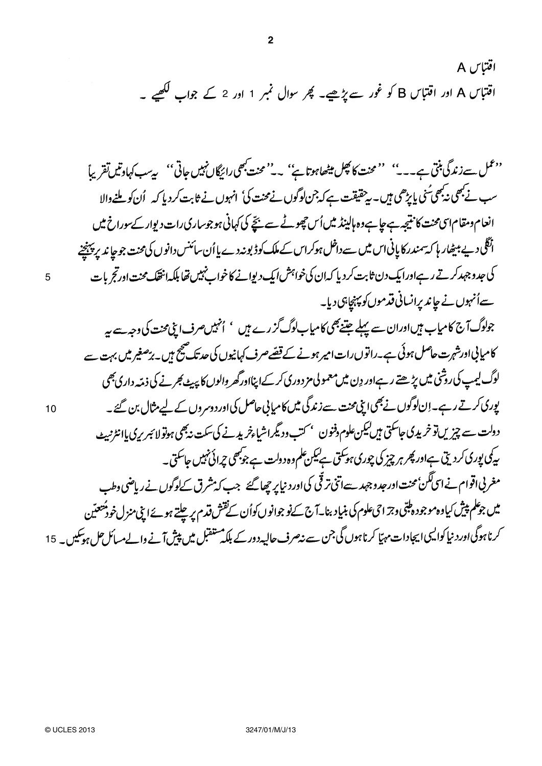## اقتباس A

اقتباس A اور اقتباس B کو غور سے پڑھیے۔ پھر سوال نمبر 1 اور 2 کے جواب لکھیے ۔

''عمل سے زندگی بنتی ہے۔۔۔'' ''محنت کا پھل میٹھا ہوتا ہے'' ۔۔''محنت کبھی رائیگاں نہیں جاتی'' یہ سب کہاوتیں تقریباً سب نے کبھی نہ کبھی سُنی یا پڑھی ہیں۔ یہ حقیقت ہے کہ جن لوگوں نے محنت کی' انہوں نے ثابت کردیا کہ اُن کو ملنے والا انعام و مقام اسی محنت کا نتیجہ ہے چاہے وہ ہالینڈ میں اُس چھوٹے سے بچّے کی کہانی ہو جو ساری رات دیوار کے سوراخ میں انگلی دیے بیٹھا رہا کہ سمندر کا پانی اس میں سے داخل ہو کر اس کے ملک کو ڈبو نہ دے یا اُن سائنس دانوں کی محنت جو چاند پر پہنچنے کی جدوجہد کرتے رہے اور ایک دن ثابت کردیا کہ ان کی خواہش ایک دیوانے کا خواب نہیں تھا بلکہ انتھک محنت اور تجربات سے اُنہوں نے چاند پر انسانی قدموں کو پہنچا ہی دیا۔

جو لوگ آج کامیاب ہیں اور ان سے پہلے جتنے بھی کامیاب لوگ گزرے ہیں ' اُنہیں صرف اپنی محنت کی وجہ سے یہ کامیابی اور شہرت حاصل ہوئی ہے۔ راتوں رات امیر ہونے کے قصّے صرف کہانیوں کی حد تک صحیح ہیں۔ برّصغیر میں بہت سے لوگ لیمپ کی روشنی میں پڑھتے رہے اور دِن میں معمولی مزدوری کر کے اپنا اور گھر والوں کا پیٹ بھرنے کی ذمّہ داری بھی پوری کرتے رہے۔ ان لوگوں نے بھی اپنی محنت سے زندگی میں کامیابی حاصل کی اور دوسروں کے لیے مثال بن گئے۔

دولت سے چیزیں تو خریدی جاسکتی ہیں لیکن علوم و فنون ' کتب و دیگر اشیاء خریدنے کی سکت نہ بھی ہو تو لائبریری یا انٹرنیٹ یہ کمی پوری کر دیتی ہے اور پھر ہر چیز کی چوری ہو سکتی ہے لیکن علم وہ دولت ہے جو کبھی چرائی نہیں جاسکتی۔

مغربی اقوام نے اسی لگن' محنت اور جدوجہد سے اتنی ترقی کی اور دنیا پر چھا گئے جب کہ مشرق کے لوگوں نے ریاضی و طب میں جو علم پیش کیا وہ موجودہ طبّی و جرّاحی علوم کی بنیاد بنا۔ آج کے نوجوانوں کو اُن کے نقشِ قدم پر چلتے ہوئے اپنی منزل خود مُتعیّن کرنا ہوگی اور دنیا کو ایسی ایجادات مہیّا کرنا ہوں گی جن سے نہ صرف حالیہ دور کے بلکہ مستقبل میں پیش آنے والے مسائل حل ہوسکیں۔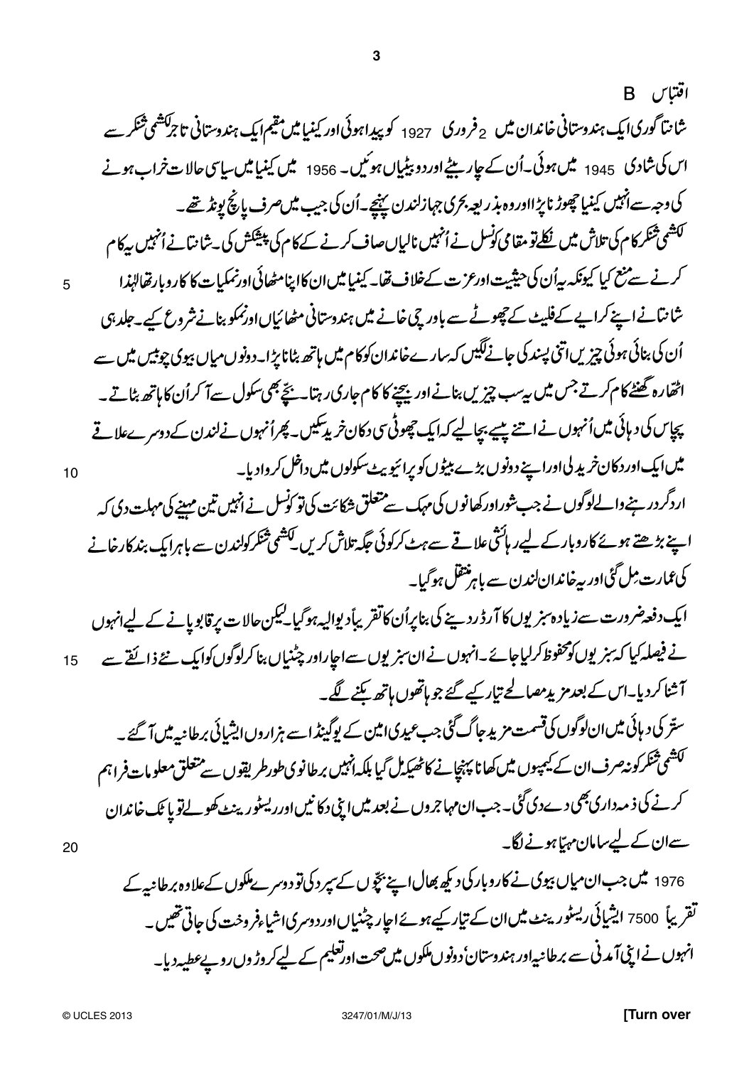## اقتباس B

شانتا گوری ایک ہندوستانی خاندان میں 2 فروری 1927 کو پیدا ہوئی اور کینیا میں مقیم ایک ہندوستانی تاجر لکشمی شنکر سے اس کی شادی 1945 میں ہوئی۔ اُن کے چار بیٹے اور دو بیٹیاں ہوئیں۔ 1956 میں کینیا میں سیاسی حالات خراب ہونے کی وجہ سے اُنہیں کینیا چھوڑنا پڑا اور وہ بذریعہ بحری جہاز لندن پہنچے۔ اُن کی جیب میں صرف پانچ پونڈ تھے۔

لکشمی شنکر کام کی تلاش میں نکلے تو مقامی کونسل نے اُنہیں نالیاں صاف کرنے کے کام کی پیشکش کی۔ شانتا نے اُنہیں یہ کام کرنے سے منع کیا کیونکہ یہ اُن کی حیثیت اور عزت کے خلاف تھا۔ کینیا میں ان کا اپنا مٹھائی اور نمکیات کا کاروبار تھا لہٰذا شانتا نے اپنے کرایے کے فلیٹ کے چھوٹے سے باورچی خانے میں ہندوستانی مٹھائیاں اور نمکو بنانے شروع کیے۔ جلد ہی اُن کی بنائی ہوئی چیزیں اتنی پسند کی جانے لگیں کہ سارے خاندان کو کام میں ہاتھ بٹانا پڑا۔ دونوں میاں بیوی چوبیس میں سے اٹھارہ گھنٹے کام کرتے جس میں یہ سب چیزیں بنانے اور بیچنے کا کام جاری رہتا۔ بچّے بھی سکول سے آ کر اُن کا ہاتھ بٹاتے۔ پچاس کی دہائی میں اُنہوں نے اتنے پیسے بچا لیے کہ ایک چھوٹی سی دکان خرید سکیں۔ پھر اُنہوں نے لندن کے دوسرے علاقے میں ایک اور دکان خرید لی اور اپنے دونوں بڑے بیٹوں کو پرائیویٹ سکولوں میں داخل کروا دیا۔

اردگرد رہنے والے لوگوں نے جب شور اور کھانوں کی مہک سے متعلق شکائت کی تو کونسل نے انہیں تین مہینے کی مہلت دی کہ اپنے بڑھتے ہوئے کاروبار کے لیے رہائشی علاقے سے ہٹ کر کوئی جگہ تلاش کریں۔ لکشمی شنکر کو لندن سے باہر ایک بند کارخانے کی عمارت مل گئی اور یہ خاندان لندن سے باہر منتقل ہو گیا۔

ایک دفعہ ضرورت سے زیادہ سبزیوں کا آرڈر دینے کی بنا پر اُن کا تقریباً دیوالیہ ہو گیا۔ لیکن حالات پر قابو پانے کے لیے انہوں نے فیصلہ کیا کہ سبزیوں کو محفوظ کر لیا جائے۔ انہوں نے ان سبزیوں سے اچار اور چٹنیاں بنا کر لوگوں کو ایک نئے ذائقے سے آشنا کر دیا۔ اس کے بعد مزید مصالحے تیار کیے گئے جو ہاتھوں ہاتھ بکنے لگے۔

ستّر کی دہائی میں ان لوگوں کی قسمت مزید جاگ گئی جب عیدی امین کے یوگینڈا سے ہزاروں ایشیائی برطانیہ میں آ گئے۔ لکشمی شنکر کو نہ صرف ان کے کیمپوں میں کھانا پہنچانے کا ٹھیکہ مل گیا بلکہ انہیں برطانوی طور طریقوں سے متعلق معلومات فراہم کرنے کی ذمہ داری بھی دے دی گئی۔ جب ان مہاجروں نے بعد میں اپنی دکانیں اور ریسٹورینٹ کھولے تو پاٹک خاندان سے ان کے لیے سامان مہیّا ہونے لگا۔

1976 میں جب ان میاں بیوی نے کاروبار کی دیکھ بھال اپنے بچّوں کے سپرد کی تو دوسرے ملکوں کے علاوہ برطانیہ کے تقریباً 7500 ایشیائی ریسٹورینٹ میں ان کے تیار کیے ہوئے اچار چٹنیاں اور دوسری اشیاء فروخت کی جاتی تھیں۔ انہوں نے اپنی آمدنی سے برطانیہ اور ہندوستان، دونوں ملکوں میں صحت اور تعلیم کے لیے کروڑوں روپے عطیہ دیا۔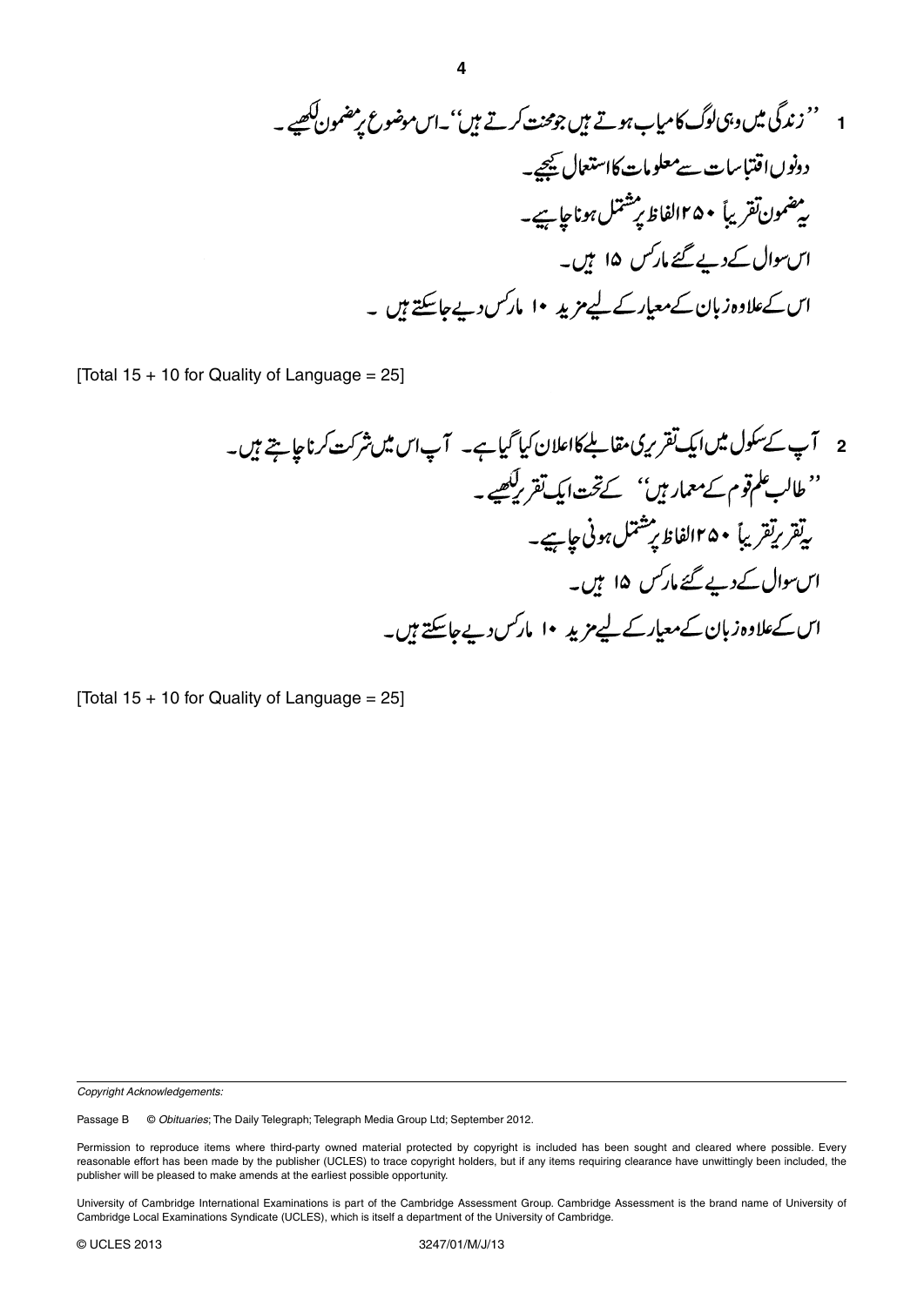1 ''زندگی میں وہی لوگ کامیاب ہوتے ہیں جو محنت کرتے ہیں''۔ اس موضوع پر مضمون لکھیے۔

دونوں اقتباسات سے معلومات کا استعمال کیجیے۔

یہ مضمون تقریباً ۲۵۰ الفاظ پر مشتمل ہونا چاہیے۔

اس سوال کے دیے گئے مارکس ۱۵ ہیں۔

اس کے علاوہ زبان کے معیار کے لیے مزید ۱۰ مارکس دیے جا سکتے ہیں ۔

[Total 15 + 10 for Quality of Language = 25]

2 آپ کے سکول میں ایک تقریری مقابلے کا اعلان کیا گیا ہے۔ آپ اس میں شرکت کرنا چاہتے ہیں۔

''طالب علم قوم کے معمار ہیں'' کے تحت ایک تقریر لکھیے۔

یہ تقریر تقریباً ۲۵۰ الفاظ پر مشتمل ہونی چاہیے۔

اس سوال کے دیے گئے مارکس ۱۵ ہیں۔

اس کے علاوہ زبان کے معیار کے لیے مزید ۱۰ مارکس دیے جا سکتے ہیں۔

[Total 15 + 10 for Quality of Language = 25]

*Copyright Acknowledgements:*

Passage B © *Obituaries*; The Daily Telegraph; Telegraph Media Group Ltd; September 2012.

Permission to reproduce items where third-party owned material protected by copyright is included has been sought and cleared where possible. Every reasonable effort has been made by the publisher (UCLES) to trace copyright holders, but if any items requiring clearance have unwittingly been included, the publisher will be pleased to make amends at the earliest possible opportunity.

University of Cambridge International Examinations is part of the Cambridge Assessment Group. Cambridge Assessment is the brand name of University of Cambridge Local Examinations Syndicate (UCLES), which is itself a department of the University of Cambridge.

© UCLES 2013 3247/01/M/J/13